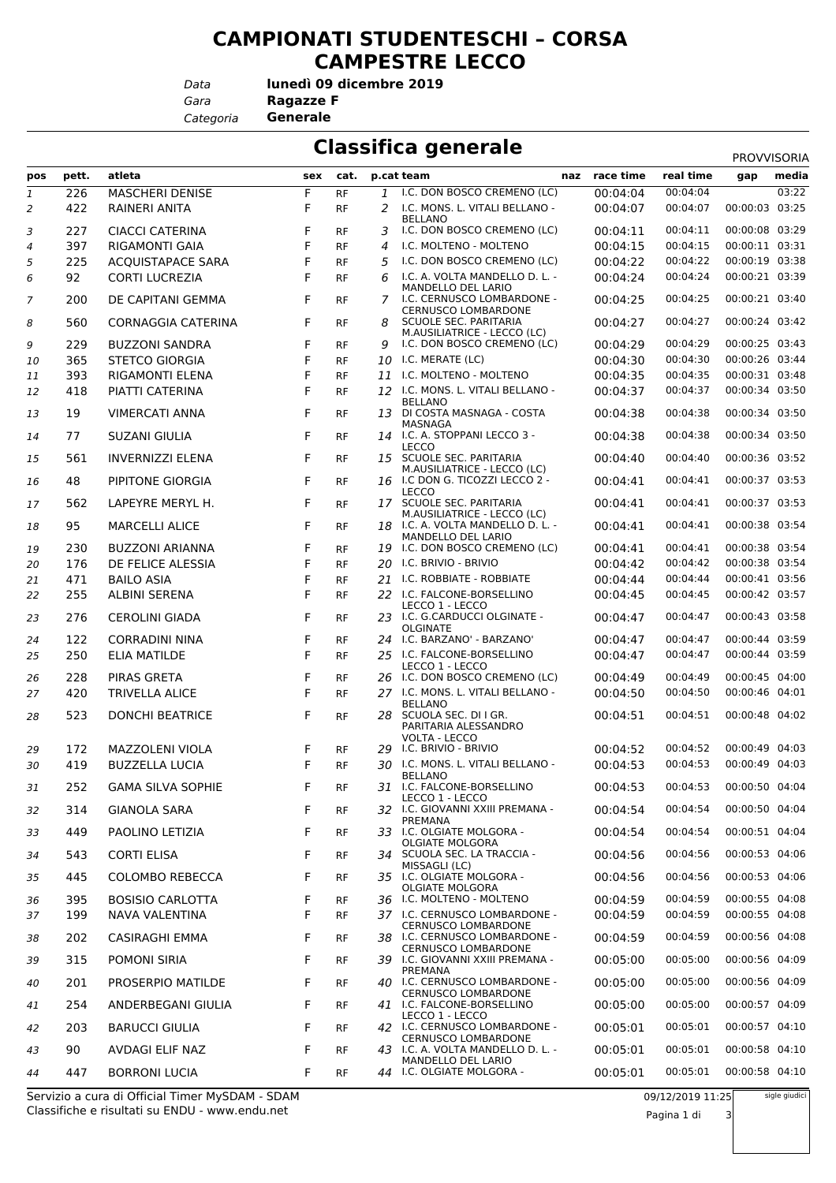# CAMPIONATI STUDENTESCHI – CORSA CAMPESTRE LECCO

*Data* **lunedì 09 dicembre 2019**
*Gara* **Ragazze F**
*Categoria* **Generale**

## Classifica generale

PROVVISORIA

| pos | pett. | atleta | sex | cat. | p.cat | team | naz | race time | real time | gap | media |
|---|---|---|---|---|---|---|---|---|---|---|---|
| 1 | 226 | MASCHERI DENISE | F | RF | 1 | I.C. DON BOSCO CREMENO (LC) | | 00:04:04 | 00:04:04 | | 03:22 |
| 2 | 422 | RAINERI ANITA | F | RF | 2 | I.C. MONS. L. VITALI BELLANO - BELLANO | | 00:04:07 | 00:04:07 | 00:00:03 | 03:25 |
| 3 | 227 | CIACCI CATERINA | F | RF | 3 | I.C. DON BOSCO CREMENO (LC) | | 00:04:11 | 00:04:11 | 00:00:08 | 03:29 |
| 4 | 397 | RIGAMONTI GAIA | F | RF | 4 | I.C. MOLTENO - MOLTENO | | 00:04:15 | 00:04:15 | 00:00:11 | 03:31 |
| 5 | 225 | ACQUISTAPACE SARA | F | RF | 5 | I.C. DON BOSCO CREMENO (LC) | | 00:04:22 | 00:04:22 | 00:00:19 | 03:38 |
| 6 | 92 | CORTI LUCREZIA | F | RF | 6 | I.C. A. VOLTA MANDELLO D. L. - MANDELLO DEL LARIO | | 00:04:24 | 00:04:24 | 00:00:21 | 03:39 |
| 7 | 200 | DE CAPITANI GEMMA | F | RF | 7 | I.C. CERNUSCO LOMBARDONE - CERNUSCO LOMBARDONE | | 00:04:25 | 00:04:25 | 00:00:21 | 03:40 |
| 8 | 560 | CORNAGGIA CATERINA | F | RF | 8 | SCUOLE SEC. PARITARIA M.AUSILIATRICE - LECCO (LC) | | 00:04:27 | 00:04:27 | 00:00:24 | 03:42 |
| 9 | 229 | BUZZONI SANDRA | F | RF | 9 | I.C. DON BOSCO CREMENO (LC) | | 00:04:29 | 00:04:29 | 00:00:25 | 03:43 |
| 10 | 365 | STETCO GIORGIA | F | RF | 10 | I.C. MERATE (LC) | | 00:04:30 | 00:04:30 | 00:00:26 | 03:44 |
| 11 | 393 | RIGAMONTI ELENA | F | RF | 11 | I.C. MOLTENO - MOLTENO | | 00:04:35 | 00:04:35 | 00:00:31 | 03:48 |
| 12 | 418 | PIATTI CATERINA | F | RF | 12 | I.C. MONS. L. VITALI BELLANO - BELLANO | | 00:04:37 | 00:04:37 | 00:00:34 | 03:50 |
| 13 | 19 | VIMERCATI ANNA | F | RF | 13 | DI COSTA MASNAGA - COSTA MASNAGA | | 00:04:38 | 00:04:38 | 00:00:34 | 03:50 |
| 14 | 77 | SUZANI GIULIA | F | RF | 14 | I.C. A. STOPPANI LECCO 3 - LECCO | | 00:04:38 | 00:04:38 | 00:00:34 | 03:50 |
| 15 | 561 | INVERNIZZI ELENA | F | RF | 15 | SCUOLE SEC. PARITARIA M.AUSILIATRICE - LECCO (LC) | | 00:04:40 | 00:04:40 | 00:00:36 | 03:52 |
| 16 | 48 | PIPITONE GIORGIA | F | RF | 16 | I.C DON G. TICOZZI LECCO 2 - LECCO | | 00:04:41 | 00:04:41 | 00:00:37 | 03:53 |
| 17 | 562 | LAPEYRE MERYL H. | F | RF | 17 | SCUOLE SEC. PARITARIA M.AUSILIATRICE - LECCO (LC) | | 00:04:41 | 00:04:41 | 00:00:37 | 03:53 |
| 18 | 95 | MARCELLI ALICE | F | RF | 18 | I.C. A. VOLTA MANDELLO D. L. - MANDELLO DEL LARIO | | 00:04:41 | 00:04:41 | 00:00:38 | 03:54 |
| 19 | 230 | BUZZONI ARIANNA | F | RF | 19 | I.C. DON BOSCO CREMENO (LC) | | 00:04:41 | 00:04:41 | 00:00:38 | 03:54 |
| 20 | 176 | DE FELICE ALESSIA | F | RF | 20 | I.C. BRIVIO - BRIVIO | | 00:04:42 | 00:04:42 | 00:00:38 | 03:54 |
| 21 | 471 | BAILO ASIA | F | RF | 21 | I.C. ROBBIATE - ROBBIATE | | 00:04:44 | 00:04:44 | 00:00:41 | 03:56 |
| 22 | 255 | ALBINI SERENA | F | RF | 22 | I.C. FALCONE-BORSELLINO LECCO 1 - LECCO | | 00:04:45 | 00:04:45 | 00:00:42 | 03:57 |
| 23 | 276 | CEROLINI GIADA | F | RF | 23 | I.C. G.CARDUCCI OLGINATE - OLGINATE | | 00:04:47 | 00:04:47 | 00:00:43 | 03:58 |
| 24 | 122 | CORRADINI NINA | F | RF | 24 | I.C. BARZANO' - BARZANO' | | 00:04:47 | 00:04:47 | 00:00:44 | 03:59 |
| 25 | 250 | ELIA MATILDE | F | RF | 25 | I.C. FALCONE-BORSELLINO LECCO 1 - LECCO | | 00:04:47 | 00:04:47 | 00:00:44 | 03:59 |
| 26 | 228 | PIRAS GRETA | F | RF | 26 | I.C. DON BOSCO CREMENO (LC) | | 00:04:49 | 00:04:49 | 00:00:45 | 04:00 |
| 27 | 420 | TRIVELLA ALICE | F | RF | 27 | I.C. MONS. L. VITALI BELLANO - BELLANO | | 00:04:50 | 00:04:50 | 00:00:46 | 04:01 |
| 28 | 523 | DONCHI BEATRICE | F | RF | 28 | SCUOLA SEC. DI I GR. PARITARIA ALESSANDRO VOLTA - LECCO | | 00:04:51 | 00:04:51 | 00:00:48 | 04:02 |
| 29 | 172 | MAZZOLENI VIOLA | F | RF | 29 | I.C. BRIVIO - BRIVIO | | 00:04:52 | 00:04:52 | 00:00:49 | 04:03 |
| 30 | 419 | BUZZELLA LUCIA | F | RF | 30 | I.C. MONS. L. VITALI BELLANO - BELLANO | | 00:04:53 | 00:04:53 | 00:00:49 | 04:03 |
| 31 | 252 | GAMA SILVA SOPHIE | F | RF | 31 | I.C. FALCONE-BORSELLINO LECCO 1 - LECCO | | 00:04:53 | 00:04:53 | 00:00:50 | 04:04 |
| 32 | 314 | GIANOLA SARA | F | RF | 32 | I.C. GIOVANNI XXIII PREMANA - PREMANA | | 00:04:54 | 00:04:54 | 00:00:50 | 04:04 |
| 33 | 449 | PAOLINO LETIZIA | F | RF | 33 | I.C. OLGIATE MOLGORA - OLGIATE MOLGORA | | 00:04:54 | 00:04:54 | 00:00:51 | 04:04 |
| 34 | 543 | CORTI ELISA | F | RF | 34 | SCUOLA SEC. LA TRACCIA - MISSAGLI (LC) | | 00:04:56 | 00:04:56 | 00:00:53 | 04:06 |
| 35 | 445 | COLOMBO REBECCA | F | RF | 35 | I.C. OLGIATE MOLGORA - OLGIATE MOLGORA | | 00:04:56 | 00:04:56 | 00:00:53 | 04:06 |
| 36 | 395 | BOSISIO CARLOTTA | F | RF | 36 | I.C. MOLTENO - MOLTENO | | 00:04:59 | 00:04:59 | 00:00:55 | 04:08 |
| 37 | 199 | NAVA VALENTINA | F | RF | 37 | I.C. CERNUSCO LOMBARDONE - CERNUSCO LOMBARDONE | | 00:04:59 | 00:04:59 | 00:00:55 | 04:08 |
| 38 | 202 | CASIRAGHI EMMA | F | RF | 38 | I.C. CERNUSCO LOMBARDONE - CERNUSCO LOMBARDONE | | 00:04:59 | 00:04:59 | 00:00:56 | 04:08 |
| 39 | 315 | POMONI SIRIA | F | RF | 39 | I.C. GIOVANNI XXIII PREMANA - PREMANA | | 00:05:00 | 00:05:00 | 00:00:56 | 04:09 |
| 40 | 201 | PROSERPIO MATILDE | F | RF | 40 | I.C. CERNUSCO LOMBARDONE - CERNUSCO LOMBARDONE | | 00:05:00 | 00:05:00 | 00:00:56 | 04:09 |
| 41 | 254 | ANDERBEGANI GIULIA | F | RF | 41 | I.C. FALCONE-BORSELLINO LECCO 1 - LECCO | | 00:05:00 | 00:05:00 | 00:00:57 | 04:09 |
| 42 | 203 | BARUCCI GIULIA | F | RF | 42 | I.C. CERNUSCO LOMBARDONE - CERNUSCO LOMBARDONE | | 00:05:01 | 00:05:01 | 00:00:57 | 04:10 |
| 43 | 90 | AVDAGI ELIF NAZ | F | RF | 43 | I.C. A. VOLTA MANDELLO D. L. - MANDELLO DEL LARIO | | 00:05:01 | 00:05:01 | 00:00:58 | 04:10 |
| 44 | 447 | BORRONI LUCIA | F | RF | 44 | I.C. OLGIATE MOLGORA - | | 00:05:01 | 00:05:01 | 00:00:58 | 04:10 |

Servizio a cura di Official Timer MySDAM - SDAM
Classifiche e risultati su ENDU - www.endu.net

09/12/2019 11:25

sigle giudici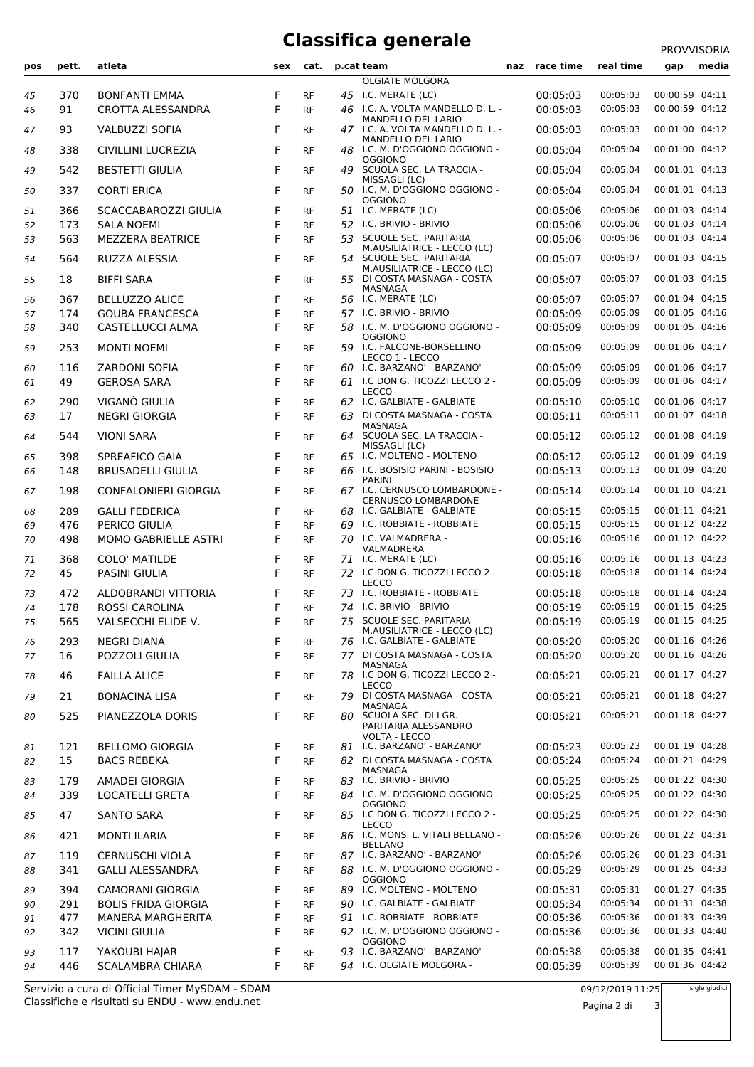# Classifica generale

PROVVISORIA

| pos | pett. | atleta | sex | cat. | p.cat | team | naz | race time | real time | gap | media |
|---|---|---|---|---|---|---|---|---|---|---|---|
| | | | | | | OLGIATE MOLGORA | | | | | |
| 45 | 370 | BONFANTI EMMA | F | RF | 45 | I.C. MERATE (LC) | | 00:05:03 | 00:05:03 | 00:00:59 | 04:11 |
| 46 | 91 | CROTTA ALESSANDRA | F | RF | 46 | I.C. A. VOLTA MANDELLO D. L. - MANDELLO DEL LARIO | | 00:05:03 | 00:05:03 | 00:00:59 | 04:12 |
| 47 | 93 | VALBUZZI SOFIA | F | RF | 47 | I.C. A. VOLTA MANDELLO D. L. - MANDELLO DEL LARIO | | 00:05:03 | 00:05:03 | 00:01:00 | 04:12 |
| 48 | 338 | CIVILLINI LUCREZIA | F | RF | 48 | I.C. M. D'OGGIONO OGGIONO - OGGIONO | | 00:05:04 | 00:05:04 | 00:01:00 | 04:12 |
| 49 | 542 | BESTETTI GIULIA | F | RF | 49 | SCUOLA SEC. LA TRACCIA - MISSAGLI (LC) | | 00:05:04 | 00:05:04 | 00:01:01 | 04:13 |
| 50 | 337 | CORTI ERICA | F | RF | 50 | I.C. M. D'OGGIONO OGGIONO - OGGIONO | | 00:05:04 | 00:05:04 | 00:01:01 | 04:13 |
| 51 | 366 | SCACCABAROZZI GIULIA | F | RF | 51 | I.C. MERATE (LC) | | 00:05:06 | 00:05:06 | 00:01:03 | 04:14 |
| 52 | 173 | SALA NOEMI | F | RF | 52 | I.C. BRIVIO - BRIVIO | | 00:05:06 | 00:05:06 | 00:01:03 | 04:14 |
| 53 | 563 | MEZZERA BEATRICE | F | RF | 53 | SCUOLE SEC. PARITARIA M.AUSILIATRICE - LECCO (LC) | | 00:05:06 | 00:05:06 | 00:01:03 | 04:14 |
| 54 | 564 | RUZZA ALESSIA | F | RF | 54 | SCUOLE SEC. PARITARIA M.AUSILIATRICE - LECCO (LC) | | 00:05:07 | 00:05:07 | 00:01:03 | 04:15 |
| 55 | 18 | BIFFI SARA | F | RF | 55 | DI COSTA MASNAGA - COSTA MASNAGA | | 00:05:07 | 00:05:07 | 00:01:03 | 04:15 |
| 56 | 367 | BELLUZZO ALICE | F | RF | 56 | I.C. MERATE (LC) | | 00:05:07 | 00:05:07 | 00:01:04 | 04:15 |
| 57 | 174 | GOUBA FRANCESCA | F | RF | 57 | I.C. BRIVIO - BRIVIO | | 00:05:09 | 00:05:09 | 00:01:05 | 04:16 |
| 58 | 340 | CASTELLUCCI ALMA | F | RF | 58 | I.C. M. D'OGGIONO OGGIONO - OGGIONO | | 00:05:09 | 00:05:09 | 00:01:05 | 04:16 |
| 59 | 253 | MONTI NOEMI | F | RF | 59 | I.C. FALCONE-BORSELLINO LECCO 1 - LECCO | | 00:05:09 | 00:05:09 | 00:01:06 | 04:17 |
| 60 | 116 | ZARDONI SOFIA | F | RF | 60 | I.C. BARZANO' - BARZANO' | | 00:05:09 | 00:05:09 | 00:01:06 | 04:17 |
| 61 | 49 | GEROSA SARA | F | RF | 61 | I.C DON G. TICOZZI LECCO 2 - LECCO | | 00:05:09 | 00:05:09 | 00:01:06 | 04:17 |
| 62 | 290 | VIGANÒ GIULIA | F | RF | 62 | I.C. GALBIATE - GALBIATE | | 00:05:10 | 00:05:10 | 00:01:06 | 04:17 |
| 63 | 17 | NEGRI GIORGIA | F | RF | 63 | DI COSTA MASNAGA - COSTA MASNAGA | | 00:05:11 | 00:05:11 | 00:01:07 | 04:18 |
| 64 | 544 | VIONI SARA | F | RF | 64 | SCUOLA SEC. LA TRACCIA - MISSAGLI (LC) | | 00:05:12 | 00:05:12 | 00:01:08 | 04:19 |
| 65 | 398 | SPREAFICO GAIA | F | RF | 65 | I.C. MOLTENO - MOLTENO | | 00:05:12 | 00:05:12 | 00:01:09 | 04:19 |
| 66 | 148 | BRUSADELLI GIULIA | F | RF | 66 | I.C. BOSISIO PARINI - BOSISIO PARINI | | 00:05:13 | 00:05:13 | 00:01:09 | 04:20 |
| 67 | 198 | CONFALONIERI GIORGIA | F | RF | 67 | I.C. CERNUSCO LOMBARDONE - CERNUSCO LOMBARDONE | | 00:05:14 | 00:05:14 | 00:01:10 | 04:21 |
| 68 | 289 | GALLI FEDERICA | F | RF | 68 | I.C. GALBIATE - GALBIATE | | 00:05:15 | 00:05:15 | 00:01:11 | 04:21 |
| 69 | 476 | PERICO GIULIA | F | RF | 69 | I.C. ROBBIATE - ROBBIATE | | 00:05:15 | 00:05:15 | 00:01:12 | 04:22 |
| 70 | 498 | MOMO GABRIELLE ASTRI | F | RF | 70 | I.C. VALMADRERA - VALMADRERA | | 00:05:16 | 00:05:16 | 00:01:12 | 04:22 |
| 71 | 368 | COLO' MATILDE | F | RF | 71 | I.C. MERATE (LC) | | 00:05:16 | 00:05:16 | 00:01:13 | 04:23 |
| 72 | 45 | PASINI GIULIA | F | RF | 72 | I.C DON G. TICOZZI LECCO 2 - LECCO | | 00:05:18 | 00:05:18 | 00:01:14 | 04:24 |
| 73 | 472 | ALDOBRANDI VITTORIA | F | RF | 73 | I.C. ROBBIATE - ROBBIATE | | 00:05:18 | 00:05:18 | 00:01:14 | 04:24 |
| 74 | 178 | ROSSI CAROLINA | F | RF | 74 | I.C. BRIVIO - BRIVIO | | 00:05:19 | 00:05:19 | 00:01:15 | 04:25 |
| 75 | 565 | VALSECCHI ELIDE V. | F | RF | 75 | SCUOLE SEC. PARITARIA M.AUSILIATRICE - LECCO (LC) | | 00:05:19 | 00:05:19 | 00:01:15 | 04:25 |
| 76 | 293 | NEGRI DIANA | F | RF | 76 | I.C. GALBIATE - GALBIATE | | 00:05:20 | 00:05:20 | 00:01:16 | 04:26 |
| 77 | 16 | POZZOLI GIULIA | F | RF | 77 | DI COSTA MASNAGA - COSTA MASNAGA | | 00:05:20 | 00:05:20 | 00:01:16 | 04:26 |
| 78 | 46 | FAILLA ALICE | F | RF | 78 | I.C DON G. TICOZZI LECCO 2 - LECCO | | 00:05:21 | 00:05:21 | 00:01:17 | 04:27 |
| 79 | 21 | BONACINA LISA | F | RF | 79 | DI COSTA MASNAGA - COSTA MASNAGA | | 00:05:21 | 00:05:21 | 00:01:18 | 04:27 |
| 80 | 525 | PIANEZZOLA DORIS | F | RF | 80 | SCUOLA SEC. DI I GR. PARITARIA ALESSANDRO VOLTA - LECCO | | 00:05:21 | 00:05:21 | 00:01:18 | 04:27 |
| 81 | 121 | BELLOMO GIORGIA | F | RF | 81 | I.C. BARZANO' - BARZANO' | | 00:05:23 | 00:05:23 | 00:01:19 | 04:28 |
| 82 | 15 | BACS REBEKA | F | RF | 82 | DI COSTA MASNAGA - COSTA MASNAGA | | 00:05:24 | 00:05:24 | 00:01:21 | 04:29 |
| 83 | 179 | AMADEI GIORGIA | F | RF | 83 | I.C. BRIVIO - BRIVIO | | 00:05:25 | 00:05:25 | 00:01:22 | 04:30 |
| 84 | 339 | LOCATELLI GRETA | F | RF | 84 | I.C. M. D'OGGIONO OGGIONO - OGGIONO | | 00:05:25 | 00:05:25 | 00:01:22 | 04:30 |
| 85 | 47 | SANTO SARA | F | RF | 85 | I.C DON G. TICOZZI LECCO 2 - LECCO | | 00:05:25 | 00:05:25 | 00:01:22 | 04:30 |
| 86 | 421 | MONTI ILARIA | F | RF | 86 | I.C. MONS. L. VITALI BELLANO - BELLANO | | 00:05:26 | 00:05:26 | 00:01:22 | 04:31 |
| 87 | 119 | CERNUSCHI VIOLA | F | RF | 87 | I.C. BARZANO' - BARZANO' | | 00:05:26 | 00:05:26 | 00:01:23 | 04:31 |
| 88 | 341 | GALLI ALESSANDRA | F | RF | 88 | I.C. M. D'OGGIONO OGGIONO - OGGIONO | | 00:05:29 | 00:05:29 | 00:01:25 | 04:33 |
| 89 | 394 | CAMORANI GIORGIA | F | RF | 89 | I.C. MOLTENO - MOLTENO | | 00:05:31 | 00:05:31 | 00:01:27 | 04:35 |
| 90 | 291 | BOLIS FRIDA GIORGIA | F | RF | 90 | I.C. GALBIATE - GALBIATE | | 00:05:34 | 00:05:34 | 00:01:31 | 04:38 |
| 91 | 477 | MANERA MARGHERITA | F | RF | 91 | I.C. ROBBIATE - ROBBIATE | | 00:05:36 | 00:05:36 | 00:01:33 | 04:39 |
| 92 | 342 | VICINI GIULIA | F | RF | 92 | I.C. M. D'OGGIONO OGGIONO - OGGIONO | | 00:05:36 | 00:05:36 | 00:01:33 | 04:40 |
| 93 | 117 | YAKOUBI HAJAR | F | RF | 93 | I.C. BARZANO' - BARZANO' | | 00:05:38 | 00:05:38 | 00:01:35 | 04:41 |
| 94 | 446 | SCALAMBRA CHIARA | F | RF | 94 | I.C. OLGIATE MOLGORA - | | 00:05:39 | 00:05:39 | 00:01:36 | 04:42 |

Servizio a cura di Official Timer MySDAM - SDAM
Classifiche e risultati su ENDU - www.endu.net

09/12/2019 11:25

sigle giudici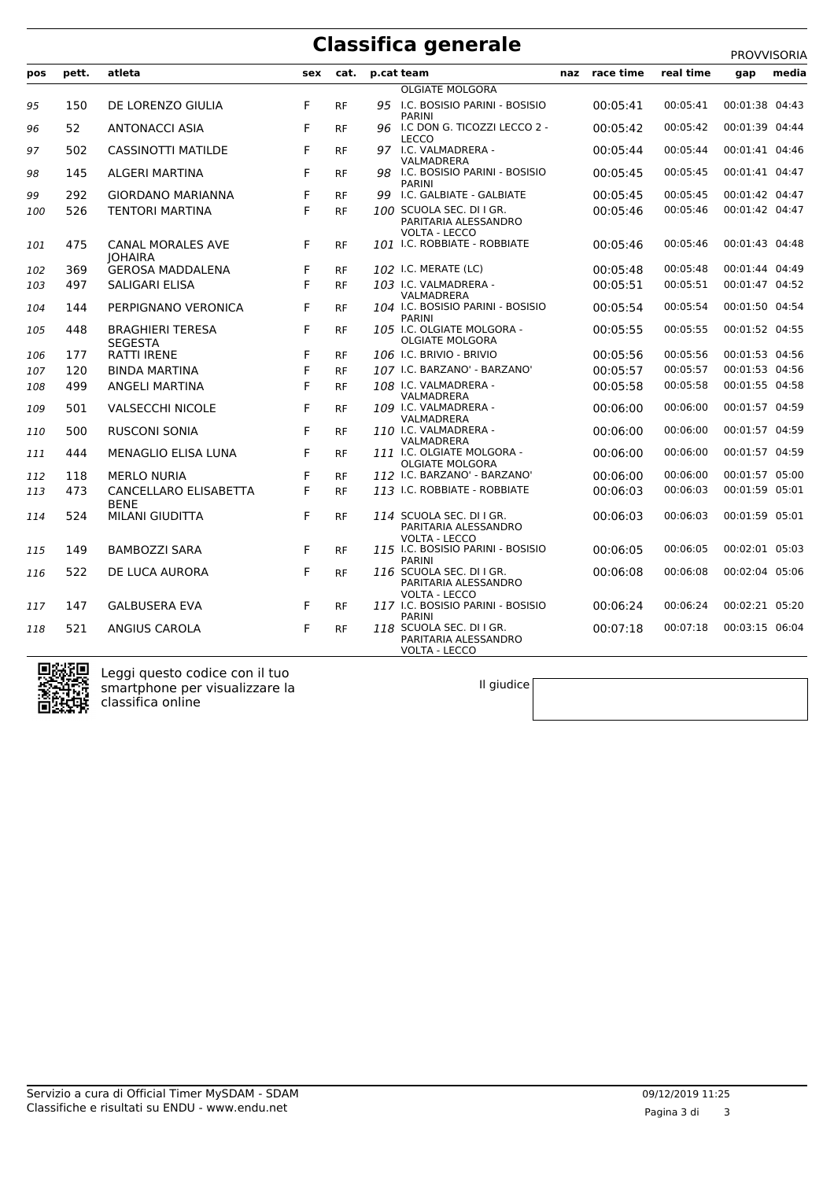# Classifica generale

PROVVISORIA

| pos | pett. | atleta | sex | cat. | p.cat team | naz | race time | real time | gap | media |
|---|---|---|---|---|---|---|---|---|---|---|
| | | | | | OLGIATE MOLGORA | | | | | |
| 95 | 150 | DE LORENZO GIULIA | F | RF | 95 I.C. BOSISIO PARINI - BOSISIO PARINI | | 00:05:41 | 00:05:41 | 00:01:38 | 04:43 |
| 96 | 52 | ANTONACCI ASIA | F | RF | 96 I.C DON G. TICOZZI LECCO 2 - LECCO | | 00:05:42 | 00:05:42 | 00:01:39 | 04:44 |
| 97 | 502 | CASSINOTTI MATILDE | F | RF | 97 I.C. VALMADRERA - VALMADRERA | | 00:05:44 | 00:05:44 | 00:01:41 | 04:46 |
| 98 | 145 | ALGERI MARTINA | F | RF | 98 I.C. BOSISIO PARINI - BOSISIO PARINI | | 00:05:45 | 00:05:45 | 00:01:41 | 04:47 |
| 99 | 292 | GIORDANO MARIANNA | F | RF | 99 I.C. GALBIATE - GALBIATE | | 00:05:45 | 00:05:45 | 00:01:42 | 04:47 |
| 100 | 526 | TENTORI MARTINA | F | RF | 100 SCUOLA SEC. DI I GR. PARITARIA ALESSANDRO VOLTA - LECCO | | 00:05:46 | 00:05:46 | 00:01:42 | 04:47 |
| 101 | 475 | CANAL MORALES AVE JOHAIRA | F | RF | 101 I.C. ROBBIATE - ROBBIATE | | 00:05:46 | 00:05:46 | 00:01:43 | 04:48 |
| 102 | 369 | GEROSA MADDALENA | F | RF | 102 I.C. MERATE (LC) | | 00:05:48 | 00:05:48 | 00:01:44 | 04:49 |
| 103 | 497 | SALIGARI ELISA | F | RF | 103 I.C. VALMADRERA - VALMADRERA | | 00:05:51 | 00:05:51 | 00:01:47 | 04:52 |
| 104 | 144 | PERPIGNANO VERONICA | F | RF | 104 I.C. BOSISIO PARINI - BOSISIO PARINI | | 00:05:54 | 00:05:54 | 00:01:50 | 04:54 |
| 105 | 448 | BRAGHIERI TERESA SEGESTA | F | RF | 105 I.C. OLGIATE MOLGORA - OLGIATE MOLGORA | | 00:05:55 | 00:05:55 | 00:01:52 | 04:55 |
| 106 | 177 | RATTI IRENE | F | RF | 106 I.C. BRIVIO - BRIVIO | | 00:05:56 | 00:05:56 | 00:01:53 | 04:56 |
| 107 | 120 | BINDA MARTINA | F | RF | 107 I.C. BARZANO' - BARZANO' | | 00:05:57 | 00:05:57 | 00:01:53 | 04:56 |
| 108 | 499 | ANGELI MARTINA | F | RF | 108 I.C. VALMADRERA - VALMADRERA | | 00:05:58 | 00:05:58 | 00:01:55 | 04:58 |
| 109 | 501 | VALSECCHI NICOLE | F | RF | 109 I.C. VALMADRERA - VALMADRERA | | 00:06:00 | 00:06:00 | 00:01:57 | 04:59 |
| 110 | 500 | RUSCONI SONIA | F | RF | 110 I.C. VALMADRERA - VALMADRERA | | 00:06:00 | 00:06:00 | 00:01:57 | 04:59 |
| 111 | 444 | MENAGLIO ELISA LUNA | F | RF | 111 I.C. OLGIATE MOLGORA - OLGIATE MOLGORA | | 00:06:00 | 00:06:00 | 00:01:57 | 04:59 |
| 112 | 118 | MERLO NURIA | F | RF | 112 I.C. BARZANO' - BARZANO' | | 00:06:00 | 00:06:00 | 00:01:57 | 05:00 |
| 113 | 473 | CANCELLARO ELISABETTA BENE | F | RF | 113 I.C. ROBBIATE - ROBBIATE | | 00:06:03 | 00:06:03 | 00:01:59 | 05:01 |
| 114 | 524 | MILANI GIUDITTA | F | RF | 114 SCUOLA SEC. DI I GR. PARITARIA ALESSANDRO VOLTA - LECCO | | 00:06:03 | 00:06:03 | 00:01:59 | 05:01 |
| 115 | 149 | BAMBOZZI SARA | F | RF | 115 I.C. BOSISIO PARINI - BOSISIO PARINI | | 00:06:05 | 00:06:05 | 00:02:01 | 05:03 |
| 116 | 522 | DE LUCA AURORA | F | RF | 116 SCUOLA SEC. DI I GR. PARITARIA ALESSANDRO VOLTA - LECCO | | 00:06:08 | 00:06:08 | 00:02:04 | 05:06 |
| 117 | 147 | GALBUSERA EVA | F | RF | 117 I.C. BOSISIO PARINI - BOSISIO PARINI | | 00:06:24 | 00:06:24 | 00:02:21 | 05:20 |
| 118 | 521 | ANGIUS CAROLA | F | RF | 118 SCUOLA SEC. DI I GR. PARITARIA ALESSANDRO VOLTA - LECCO | | 00:07:18 | 00:07:18 | 00:03:15 | 06:04 |

Leggi questo codice con il tuo smartphone per visualizzare la classifica online

Il giudice

Servizio a cura di Official Timer MySDAM - SDAM
Classifiche e risultati su ENDU - www.endu.net

09/12/2019 11:25